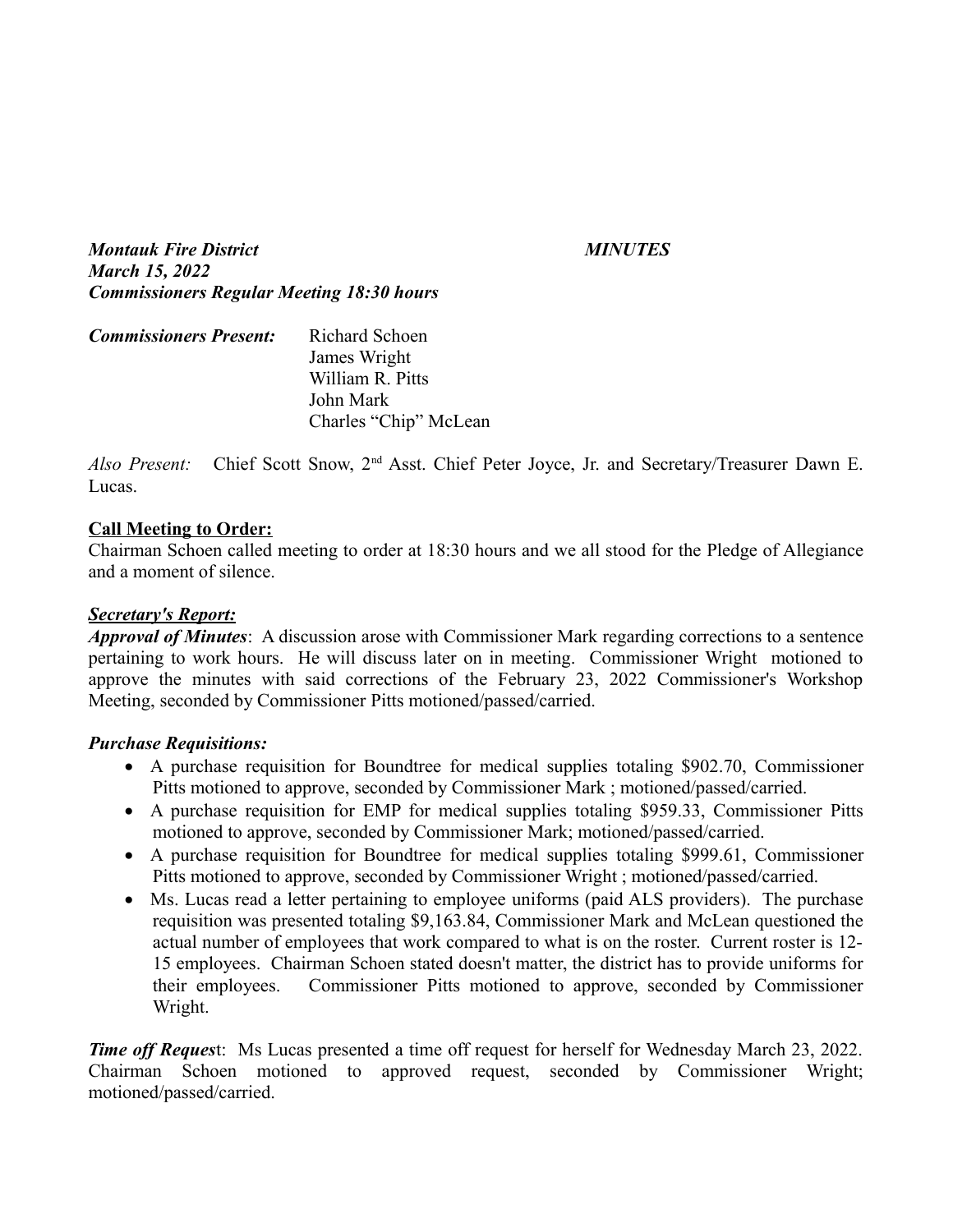***Montauk Fire District*** ***MINUTES***
***March 15, 2022***
***Commissioners Regular Meeting 18:30 hours***

***Commissioners Present:*** Richard Schoen
James Wright
William R. Pitts
John Mark
Charles "Chip" McLean

*Also Present:* Chief Scott Snow, 2nd Asst. Chief Peter Joyce, Jr. and Secretary/Treasurer Dawn E. Lucas.

**Call Meeting to Order:**
Chairman Schoen called meeting to order at 18:30 hours and we all stood for the Pledge of Allegiance and a moment of silence.

***Secretary's Report:***
***Approval of Minutes***: A discussion arose with Commissioner Mark regarding corrections to a sentence pertaining to work hours. He will discuss later on in meeting. Commissioner Wright motioned to approve the minutes with said corrections of the February 23, 2022 Commissioner's Workshop Meeting, seconded by Commissioner Pitts motioned/passed/carried.

***Purchase Requisitions:***

- A purchase requisition for Boundtree for medical supplies totaling $902.70, Commissioner Pitts motioned to approve, seconded by Commissioner Mark ; motioned/passed/carried.
- A purchase requisition for EMP for medical supplies totaling $959.33, Commissioner Pitts motioned to approve, seconded by Commissioner Mark; motioned/passed/carried.
- A purchase requisition for Boundtree for medical supplies totaling $999.61, Commissioner Pitts motioned to approve, seconded by Commissioner Wright ; motioned/passed/carried.
- Ms. Lucas read a letter pertaining to employee uniforms (paid ALS providers). The purchase requisition was presented totaling $9,163.84, Commissioner Mark and McLean questioned the actual number of employees that work compared to what is on the roster. Current roster is 12-15 employees. Chairman Schoen stated doesn't matter, the district has to provide uniforms for their employees. Commissioner Pitts motioned to approve, seconded by Commissioner Wright.

***Time off Request***: Ms Lucas presented a time off request for herself for Wednesday March 23, 2022. Chairman Schoen motioned to approved request, seconded by Commissioner Wright; motioned/passed/carried.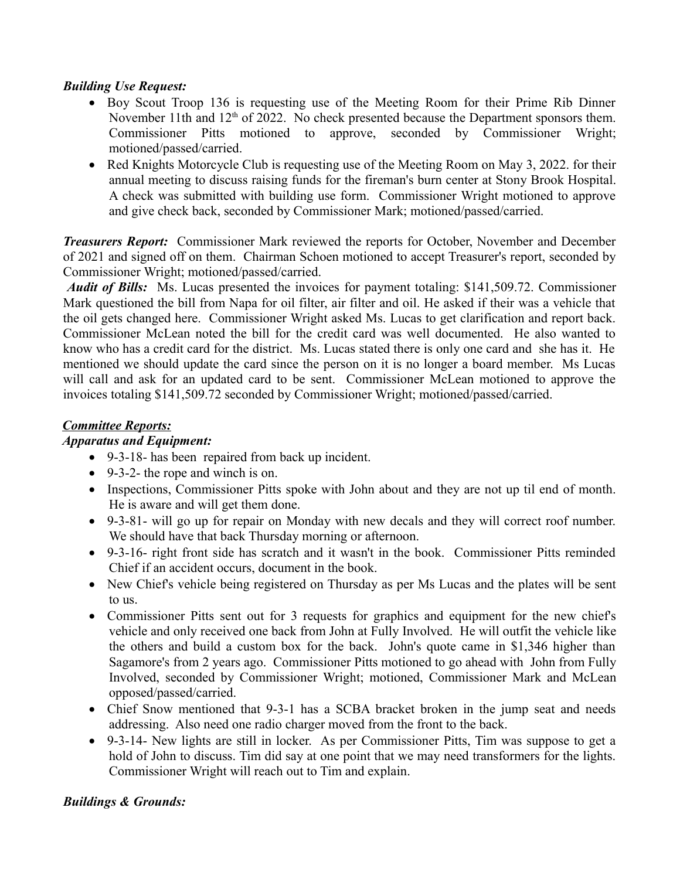***Building Use Request:***

- Boy Scout Troop 136 is requesting use of the Meeting Room for their Prime Rib Dinner November 11th and 12th of 2022. No check presented because the Department sponsors them. Commissioner Pitts motioned to approve, seconded by Commissioner Wright; motioned/passed/carried.
- Red Knights Motorcycle Club is requesting use of the Meeting Room on May 3, 2022. for their annual meeting to discuss raising funds for the fireman's burn center at Stony Brook Hospital. A check was submitted with building use form. Commissioner Wright motioned to approve and give check back, seconded by Commissioner Mark; motioned/passed/carried.

***Treasurers Report:*** Commissioner Mark reviewed the reports for October, November and December of 2021 and signed off on them. Chairman Schoen motioned to accept Treasurer's report, seconded by Commissioner Wright; motioned/passed/carried.

***Audit of Bills:*** Ms. Lucas presented the invoices for payment totaling: $141,509.72. Commissioner Mark questioned the bill from Napa for oil filter, air filter and oil. He asked if their was a vehicle that the oil gets changed here. Commissioner Wright asked Ms. Lucas to get clarification and report back. Commissioner McLean noted the bill for the credit card was well documented. He also wanted to know who has a credit card for the district. Ms. Lucas stated there is only one card and she has it. He mentioned we should update the card since the person on it is no longer a board member. Ms Lucas will call and ask for an updated card to be sent. Commissioner McLean motioned to approve the invoices totaling $141,509.72 seconded by Commissioner Wright; motioned/passed/carried.

***<u>Committee Reports:</u>***

***Apparatus and Equipment:***

- 9-3-18- has been repaired from back up incident.
- 9-3-2- the rope and winch is on.
- Inspections, Commissioner Pitts spoke with John about and they are not up til end of month. He is aware and will get them done.
- 9-3-81- will go up for repair on Monday with new decals and they will correct roof number. We should have that back Thursday morning or afternoon.
- 9-3-16- right front side has scratch and it wasn't in the book. Commissioner Pitts reminded Chief if an accident occurs, document in the book.
- New Chief's vehicle being registered on Thursday as per Ms Lucas and the plates will be sent to us.
- Commissioner Pitts sent out for 3 requests for graphics and equipment for the new chief's vehicle and only received one back from John at Fully Involved. He will outfit the vehicle like the others and build a custom box for the back. John's quote came in $1,346 higher than Sagamore's from 2 years ago. Commissioner Pitts motioned to go ahead with John from Fully Involved, seconded by Commissioner Wright; motioned, Commissioner Mark and McLean opposed/passed/carried.
- Chief Snow mentioned that 9-3-1 has a SCBA bracket broken in the jump seat and needs addressing. Also need one radio charger moved from the front to the back.
- 9-3-14- New lights are still in locker. As per Commissioner Pitts, Tim was suppose to get a hold of John to discuss. Tim did say at one point that we may need transformers for the lights. Commissioner Wright will reach out to Tim and explain.

***Buildings & Grounds:***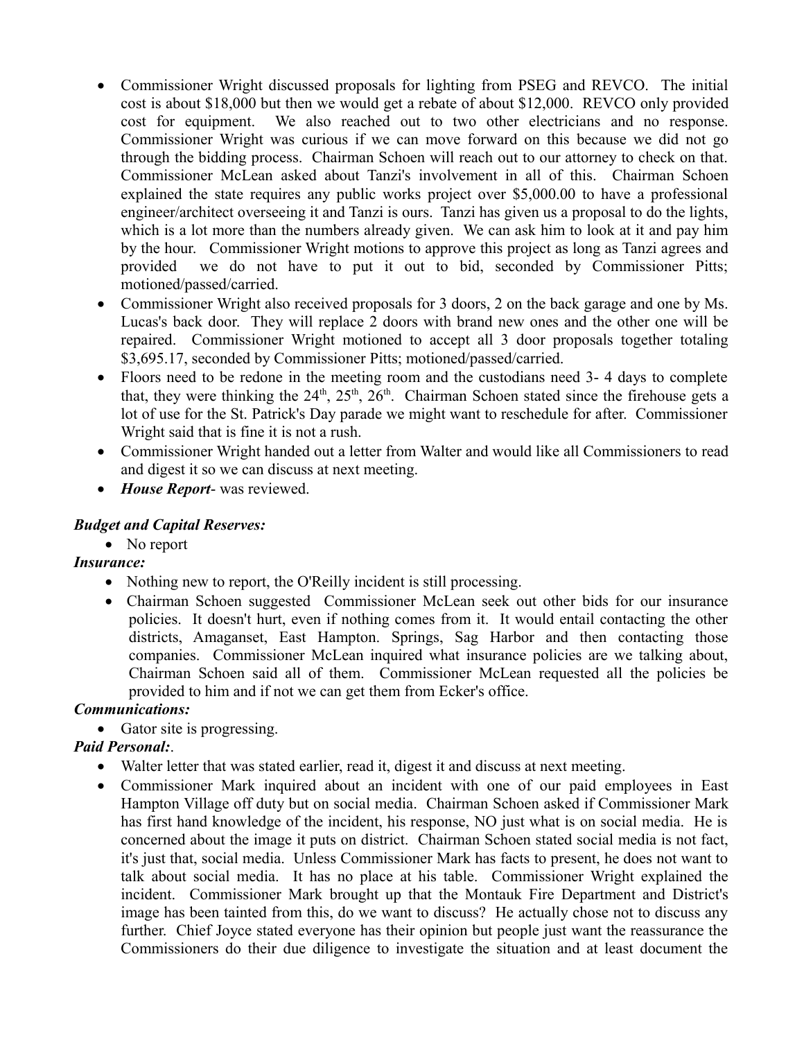- Commissioner Wright discussed proposals for lighting from PSEG and REVCO. The initial cost is about $18,000 but then we would get a rebate of about $12,000. REVCO only provided cost for equipment. We also reached out to two other electricians and no response. Commissioner Wright was curious if we can move forward on this because we did not go through the bidding process. Chairman Schoen will reach out to our attorney to check on that. Commissioner McLean asked about Tanzi's involvement in all of this. Chairman Schoen explained the state requires any public works project over $5,000.00 to have a professional engineer/architect overseeing it and Tanzi is ours. Tanzi has given us a proposal to do the lights, which is a lot more than the numbers already given. We can ask him to look at it and pay him by the hour. Commissioner Wright motions to approve this project as long as Tanzi agrees and provided we do not have to put it out to bid, seconded by Commissioner Pitts; motioned/passed/carried.
- Commissioner Wright also received proposals for 3 doors, 2 on the back garage and one by Ms. Lucas's back door. They will replace 2 doors with brand new ones and the other one will be repaired. Commissioner Wright motioned to accept all 3 door proposals together totaling $3,695.17, seconded by Commissioner Pitts; motioned/passed/carried.
- Floors need to be redone in the meeting room and the custodians need 3- 4 days to complete that, they were thinking the 24th, 25th, 26th. Chairman Schoen stated since the firehouse gets a lot of use for the St. Patrick's Day parade we might want to reschedule for after. Commissioner Wright said that is fine it is not a rush.
- Commissioner Wright handed out a letter from Walter and would like all Commissioners to read and digest it so we can discuss at next meeting.
- ***House Report***- was reviewed.

***Budget and Capital Reserves:***

- No report

***Insurance:***

- Nothing new to report, the O'Reilly incident is still processing.
- Chairman Schoen suggested Commissioner McLean seek out other bids for our insurance policies. It doesn't hurt, even if nothing comes from it. It would entail contacting the other districts, Amaganset, East Hampton. Springs, Sag Harbor and then contacting those companies. Commissioner McLean inquired what insurance policies are we talking about, Chairman Schoen said all of them. Commissioner McLean requested all the policies be provided to him and if not we can get them from Ecker's office.

***Communications:***

- Gator site is progressing.

***Paid Personal:***.

- Walter letter that was stated earlier, read it, digest it and discuss at next meeting.
- Commissioner Mark inquired about an incident with one of our paid employees in East Hampton Village off duty but on social media. Chairman Schoen asked if Commissioner Mark has first hand knowledge of the incident, his response, NO just what is on social media. He is concerned about the image it puts on district. Chairman Schoen stated social media is not fact, it's just that, social media. Unless Commissioner Mark has facts to present, he does not want to talk about social media. It has no place at his table. Commissioner Wright explained the incident. Commissioner Mark brought up that the Montauk Fire Department and District's image has been tainted from this, do we want to discuss? He actually chose not to discuss any further. Chief Joyce stated everyone has their opinion but people just want the reassurance the Commissioners do their due diligence to investigate the situation and at least document the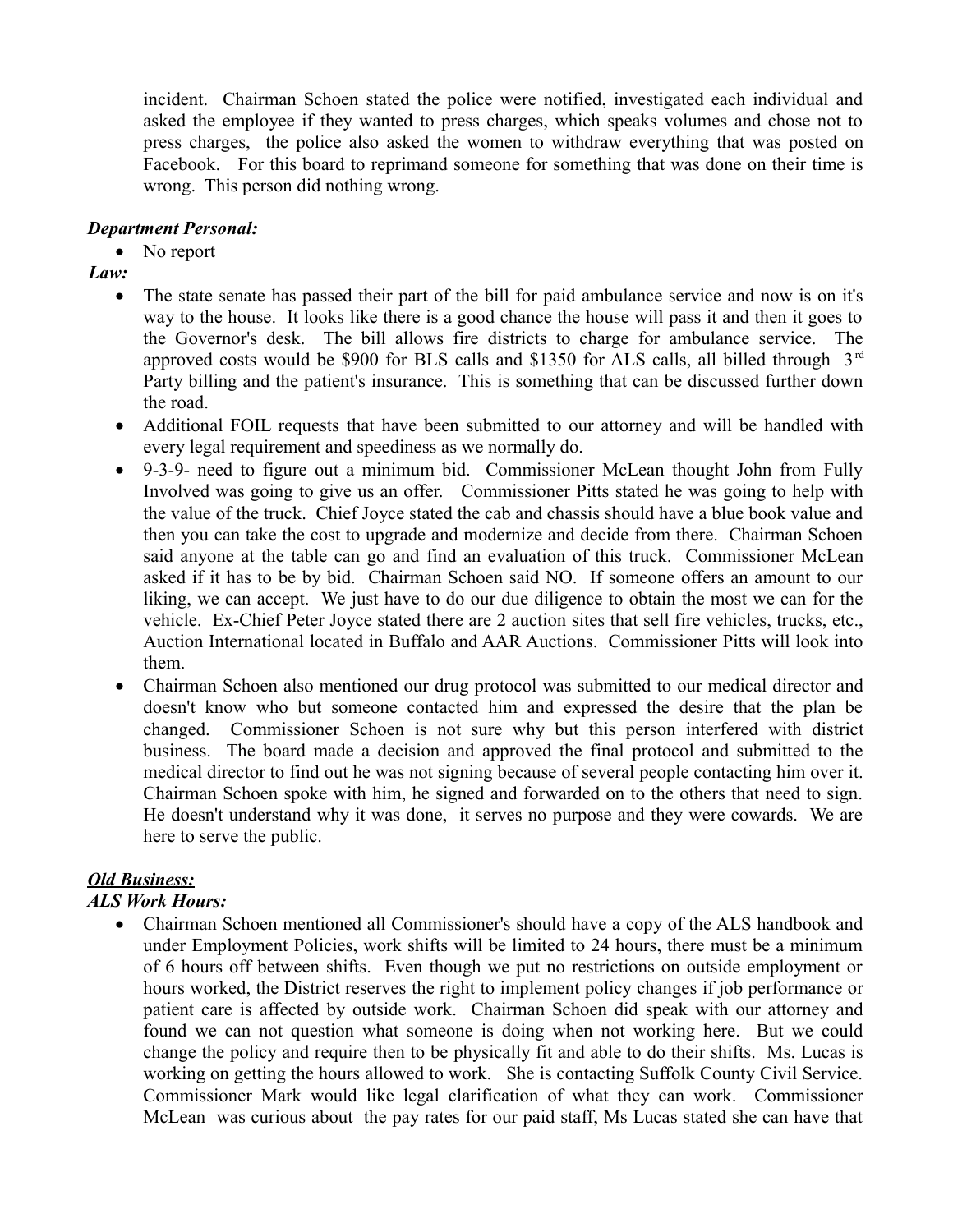incident. Chairman Schoen stated the police were notified, investigated each individual and asked the employee if they wanted to press charges, which speaks volumes and chose not to press charges, the police also asked the women to withdraw everything that was posted on Facebook. For this board to reprimand someone for something that was done on their time is wrong. This person did nothing wrong.

***Department Personal:***

- No report

***Law:***

- The state senate has passed their part of the bill for paid ambulance service and now is on it's way to the house. It looks like there is a good chance the house will pass it and then it goes to the Governor's desk. The bill allows fire districts to charge for ambulance service. The approved costs would be $900 for BLS calls and $1350 for ALS calls, all billed through 3rd Party billing and the patient's insurance. This is something that can be discussed further down the road.
- Additional FOIL requests that have been submitted to our attorney and will be handled with every legal requirement and speediness as we normally do.
- 9-3-9- need to figure out a minimum bid. Commissioner McLean thought John from Fully Involved was going to give us an offer. Commissioner Pitts stated he was going to help with the value of the truck. Chief Joyce stated the cab and chassis should have a blue book value and then you can take the cost to upgrade and modernize and decide from there. Chairman Schoen said anyone at the table can go and find an evaluation of this truck. Commissioner McLean asked if it has to be by bid. Chairman Schoen said NO. If someone offers an amount to our liking, we can accept. We just have to do our due diligence to obtain the most we can for the vehicle. Ex-Chief Peter Joyce stated there are 2 auction sites that sell fire vehicles, trucks, etc., Auction International located in Buffalo and AAR Auctions. Commissioner Pitts will look into them.
- Chairman Schoen also mentioned our drug protocol was submitted to our medical director and doesn't know who but someone contacted him and expressed the desire that the plan be changed. Commissioner Schoen is not sure why but this person interfered with district business. The board made a decision and approved the final protocol and submitted to the medical director to find out he was not signing because of several people contacting him over it. Chairman Schoen spoke with him, he signed and forwarded on to the others that need to sign. He doesn't understand why it was done, it serves no purpose and they were cowards. We are here to serve the public.

***<u>Old Business:</u>***

***ALS Work Hours:***

- Chairman Schoen mentioned all Commissioner's should have a copy of the ALS handbook and under Employment Policies, work shifts will be limited to 24 hours, there must be a minimum of 6 hours off between shifts. Even though we put no restrictions on outside employment or hours worked, the District reserves the right to implement policy changes if job performance or patient care is affected by outside work. Chairman Schoen did speak with our attorney and found we can not question what someone is doing when not working here. But we could change the policy and require then to be physically fit and able to do their shifts. Ms. Lucas is working on getting the hours allowed to work. She is contacting Suffolk County Civil Service. Commissioner Mark would like legal clarification of what they can work. Commissioner McLean was curious about the pay rates for our paid staff, Ms Lucas stated she can have that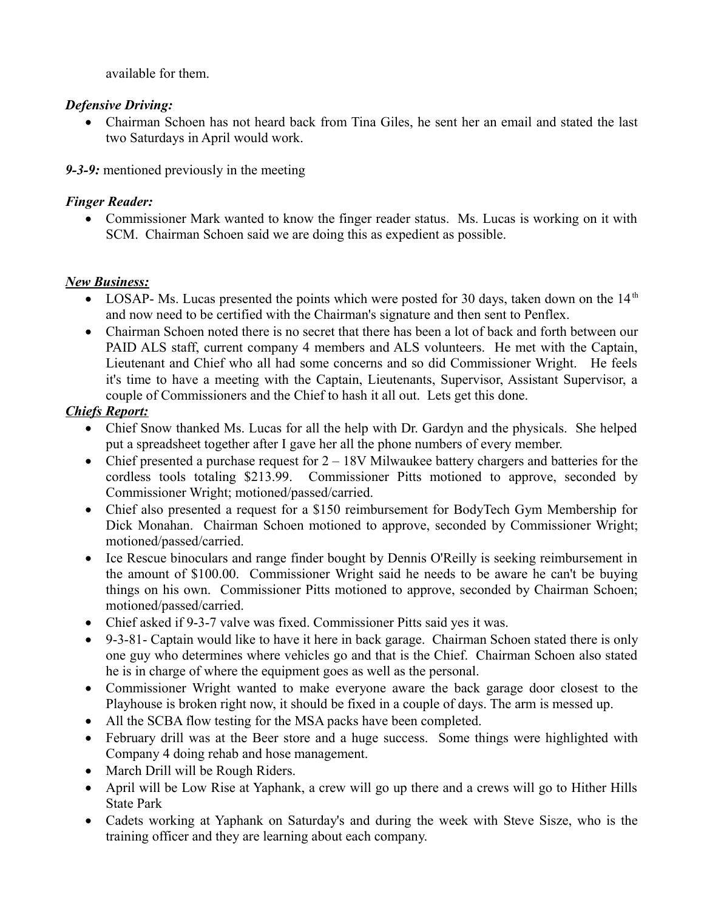available for them.

***Defensive Driving:***

- Chairman Schoen has not heard back from Tina Giles, he sent her an email and stated the last two Saturdays in April would work.

***9-3-9:*** mentioned previously in the meeting

***Finger Reader:***

- Commissioner Mark wanted to know the finger reader status. Ms. Lucas is working on it with SCM. Chairman Schoen said we are doing this as expedient as possible.

***New Business:***

- LOSAP- Ms. Lucas presented the points which were posted for 30 days, taken down on the 14th and now need to be certified with the Chairman's signature and then sent to Penflex.
- Chairman Schoen noted there is no secret that there has been a lot of back and forth between our PAID ALS staff, current company 4 members and ALS volunteers. He met with the Captain, Lieutenant and Chief who all had some concerns and so did Commissioner Wright. He feels it's time to have a meeting with the Captain, Lieutenants, Supervisor, Assistant Supervisor, a couple of Commissioners and the Chief to hash it all out. Lets get this done.

***Chiefs Report:***

- Chief Snow thanked Ms. Lucas for all the help with Dr. Gardyn and the physicals. She helped put a spreadsheet together after I gave her all the phone numbers of every member.
- Chief presented a purchase request for 2 – 18V Milwaukee battery chargers and batteries for the cordless tools totaling $213.99. Commissioner Pitts motioned to approve, seconded by Commissioner Wright; motioned/passed/carried.
- Chief also presented a request for a $150 reimbursement for BodyTech Gym Membership for Dick Monahan. Chairman Schoen motioned to approve, seconded by Commissioner Wright; motioned/passed/carried.
- Ice Rescue binoculars and range finder bought by Dennis O'Reilly is seeking reimbursement in the amount of $100.00. Commissioner Wright said he needs to be aware he can't be buying things on his own. Commissioner Pitts motioned to approve, seconded by Chairman Schoen; motioned/passed/carried.
- Chief asked if 9-3-7 valve was fixed. Commissioner Pitts said yes it was.
- 9-3-81- Captain would like to have it here in back garage. Chairman Schoen stated there is only one guy who determines where vehicles go and that is the Chief. Chairman Schoen also stated he is in charge of where the equipment goes as well as the personal.
- Commissioner Wright wanted to make everyone aware the back garage door closest to the Playhouse is broken right now, it should be fixed in a couple of days. The arm is messed up.
- All the SCBA flow testing for the MSA packs have been completed.
- February drill was at the Beer store and a huge success. Some things were highlighted with Company 4 doing rehab and hose management.
- March Drill will be Rough Riders.
- April will be Low Rise at Yaphank, a crew will go up there and a crews will go to Hither Hills State Park
- Cadets working at Yaphank on Saturday's and during the week with Steve Sisze, who is the training officer and they are learning about each company.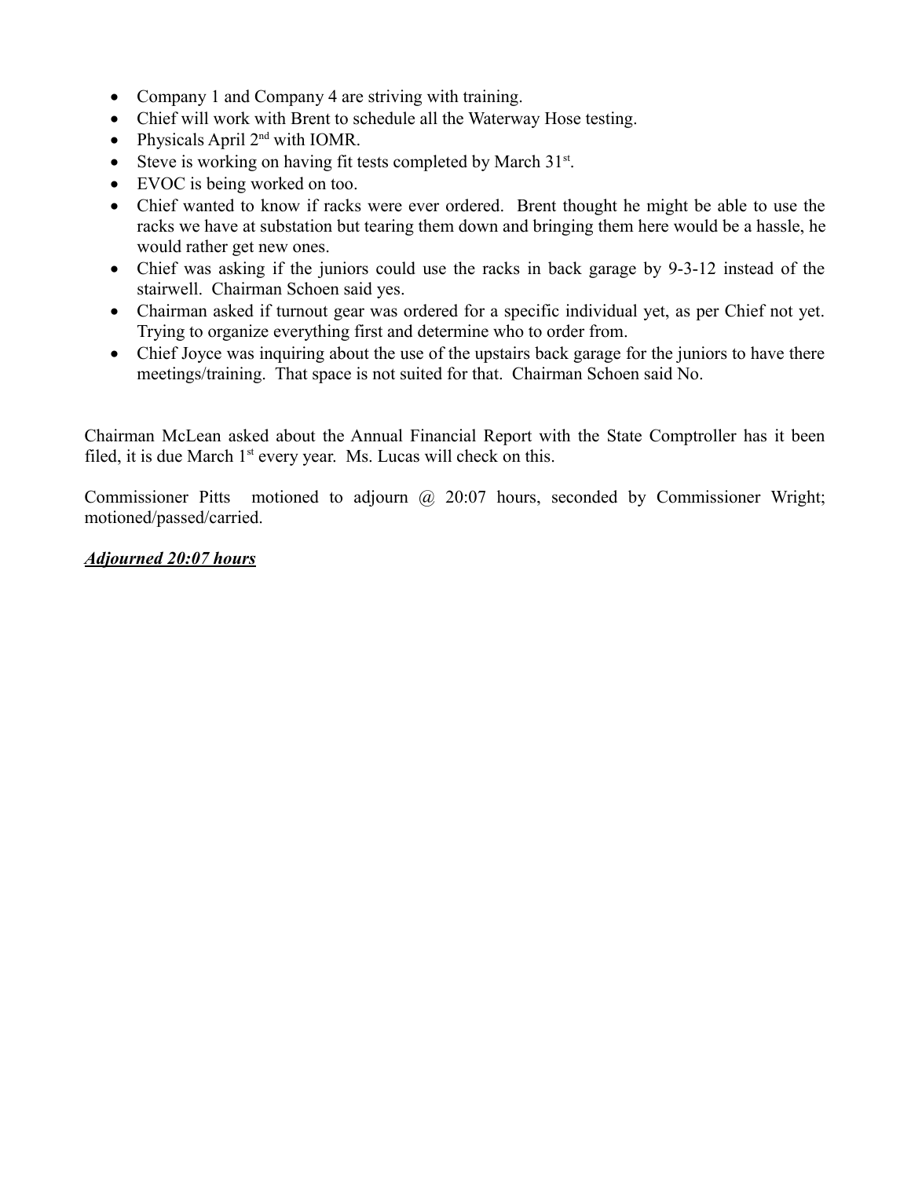- Company 1 and Company 4 are striving with training.
- Chief will work with Brent to schedule all the Waterway Hose testing.
- Physicals April 2nd with IOMR.
- Steve is working on having fit tests completed by March 31st.
- EVOC is being worked on too.
- Chief wanted to know if racks were ever ordered. Brent thought he might be able to use the racks we have at substation but tearing them down and bringing them here would be a hassle, he would rather get new ones.
- Chief was asking if the juniors could use the racks in back garage by 9-3-12 instead of the stairwell. Chairman Schoen said yes.
- Chairman asked if turnout gear was ordered for a specific individual yet, as per Chief not yet. Trying to organize everything first and determine who to order from.
- Chief Joyce was inquiring about the use of the upstairs back garage for the juniors to have there meetings/training. That space is not suited for that. Chairman Schoen said No.

Chairman McLean asked about the Annual Financial Report with the State Comptroller has it been filed, it is due March 1st every year. Ms. Lucas will check on this.

Commissioner Pitts motioned to adjourn @ 20:07 hours, seconded by Commissioner Wright; motioned/passed/carried.

***Adjourned 20:07 hours***